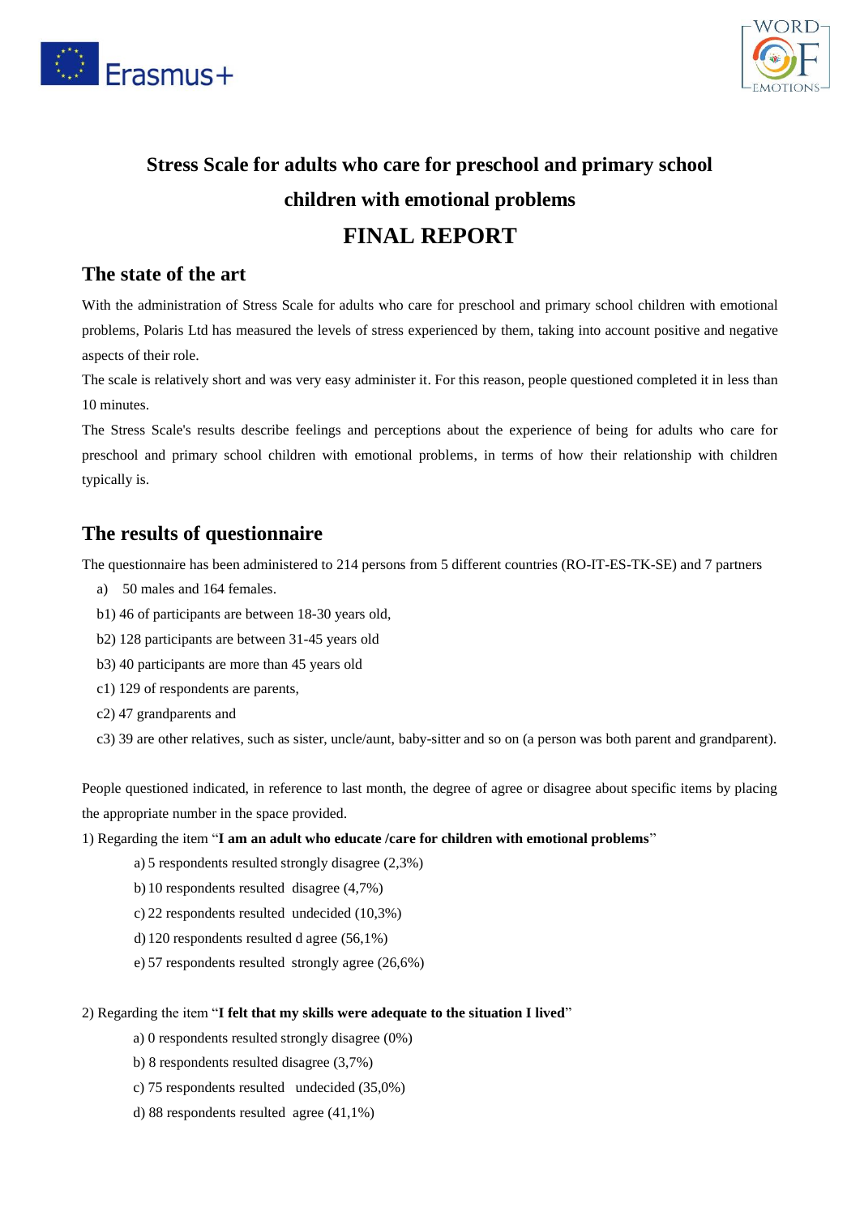# Stress Scale for adults who care for preschool and primary school children with emotional problems

# FINAL REPORT

## The state of the art

With the administration of Stress Scale for adults who care for preschool and primary school children with emotional problems, Polaris Ltd has measured the levels of stress experienced by them, taking into account positive and negative aspects of their role.

The scale is relatively short and was very easy administer it. For this reason, people questioned completed it in less than 10 minutes.

The Stress Scale's results describe feelings and perceptions about the experience of being for adults who care for preschool and primary school children with emotional problems, in terms of how their relationship with children typically is.

## The results of questionnaire

The questionnaire has been administered to 214 persons from 5 different countries (RO-IT-ES-TK-SE) and 7 partners

- a) 50 males and 164 females.
- b1) 46 of participants are between 18-30 years old,
- b2) 128 participants are between 31-45 years old
- b3) 40 participants are more than 45 years old
- c1) 129 of respondents are parents,
- c2) 47 grandparents and
- c3) 39 are other relatives, such as sister, uncle/aunt, baby-sitter and so on (a person was both parent and grandparent).

People questioned indicated, in reference to last month, the degree of agree or disagree about specific items by placing the appropriate number in the space provided.

1) Regarding the item "**I am an adult who educate /care for children with emotional problems**"

- a) 5 respondents resulted strongly disagree (2,3%)
- b) 10 respondents resulted disagree (4,7%)
- c) 22 respondents resulted undecided (10,3%)
- d) 120 respondents resulted d agree (56,1%)
- e) 57 respondents resulted strongly agree (26,6%)

2) Regarding the item "**I felt that my skills were adequate to the situation I lived**"

- a) 0 respondents resulted strongly disagree (0%)
- b) 8 respondents resulted disagree (3,7%)
- c) 75 respondents resulted undecided (35,0%)
- d) 88 respondents resulted agree (41,1%)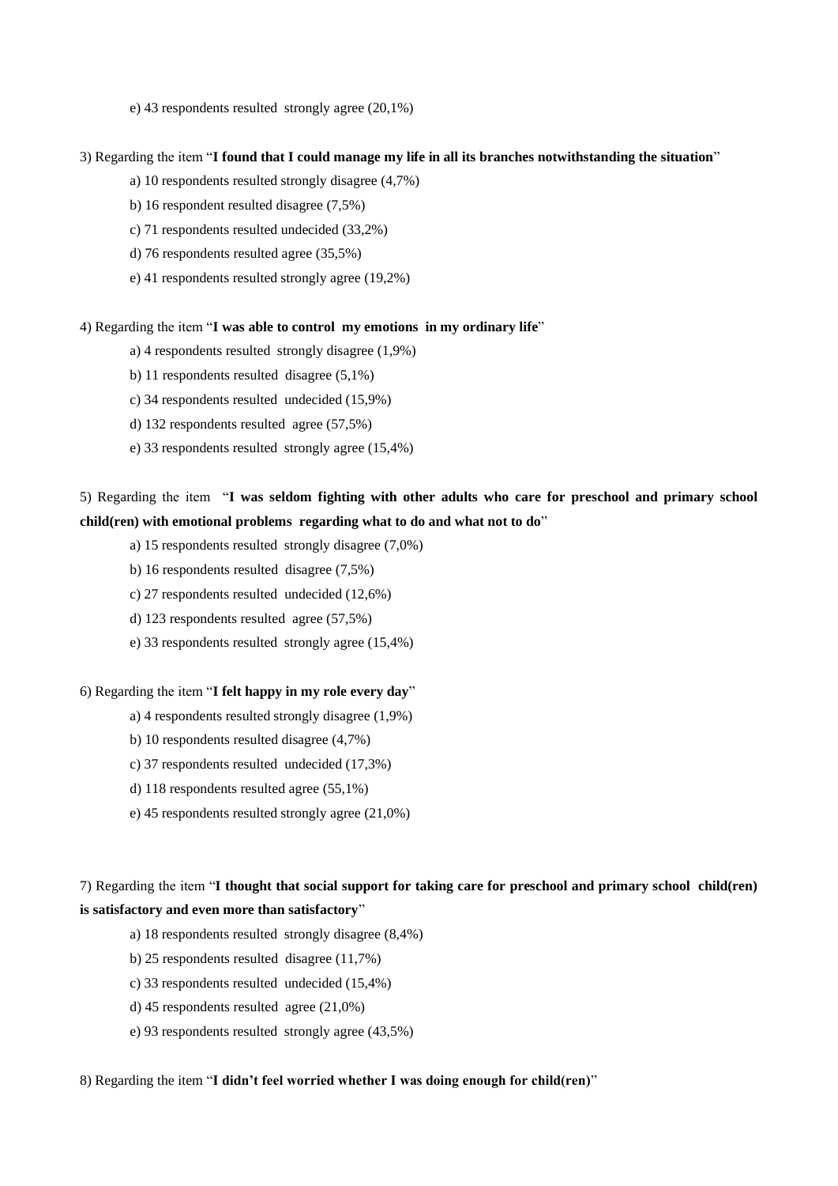e) 43 respondents resulted strongly agree (20,1%)

3) Regarding the item "**I found that I could manage my life in all its branches notwithstanding the situation**"

a) 10 respondents resulted strongly disagree (4,7%)

b) 16 respondent resulted disagree (7,5%)

c) 71 respondents resulted undecided (33,2%)

d) 76 respondents resulted agree (35,5%)

e) 41 respondents resulted strongly agree (19,2%)

4) Regarding the item "**I was able to control my emotions in my ordinary life**"

a) 4 respondents resulted strongly disagree (1,9%)

b) 11 respondents resulted disagree (5,1%)

c) 34 respondents resulted undecided (15,9%)

d) 132 respondents resulted agree (57,5%)

e) 33 respondents resulted strongly agree (15,4%)

5) Regarding the item "**I was seldom fighting with other adults who care for preschool and primary school child(ren) with emotional problems regarding what to do and what not to do**"

a) 15 respondents resulted strongly disagree (7,0%)

b) 16 respondents resulted disagree (7,5%)

c) 27 respondents resulted undecided (12,6%)

d) 123 respondents resulted agree (57,5%)

e) 33 respondents resulted strongly agree (15,4%)

6) Regarding the item "**I felt happy in my role every day**"

a) 4 respondents resulted strongly disagree (1,9%)

b) 10 respondents resulted disagree (4,7%)

c) 37 respondents resulted undecided (17,3%)

d) 118 respondents resulted agree (55,1%)

e) 45 respondents resulted strongly agree (21,0%)

7) Regarding the item "**I thought that social support for taking care for preschool and primary school child(ren) is satisfactory and even more than satisfactory**"

a) 18 respondents resulted strongly disagree (8,4%)

b) 25 respondents resulted disagree (11,7%)

c) 33 respondents resulted undecided (15,4%)

d) 45 respondents resulted agree (21,0%)

e) 93 respondents resulted strongly agree (43,5%)

8) Regarding the item "**I didn't feel worried whether I was doing enough for child(ren)**"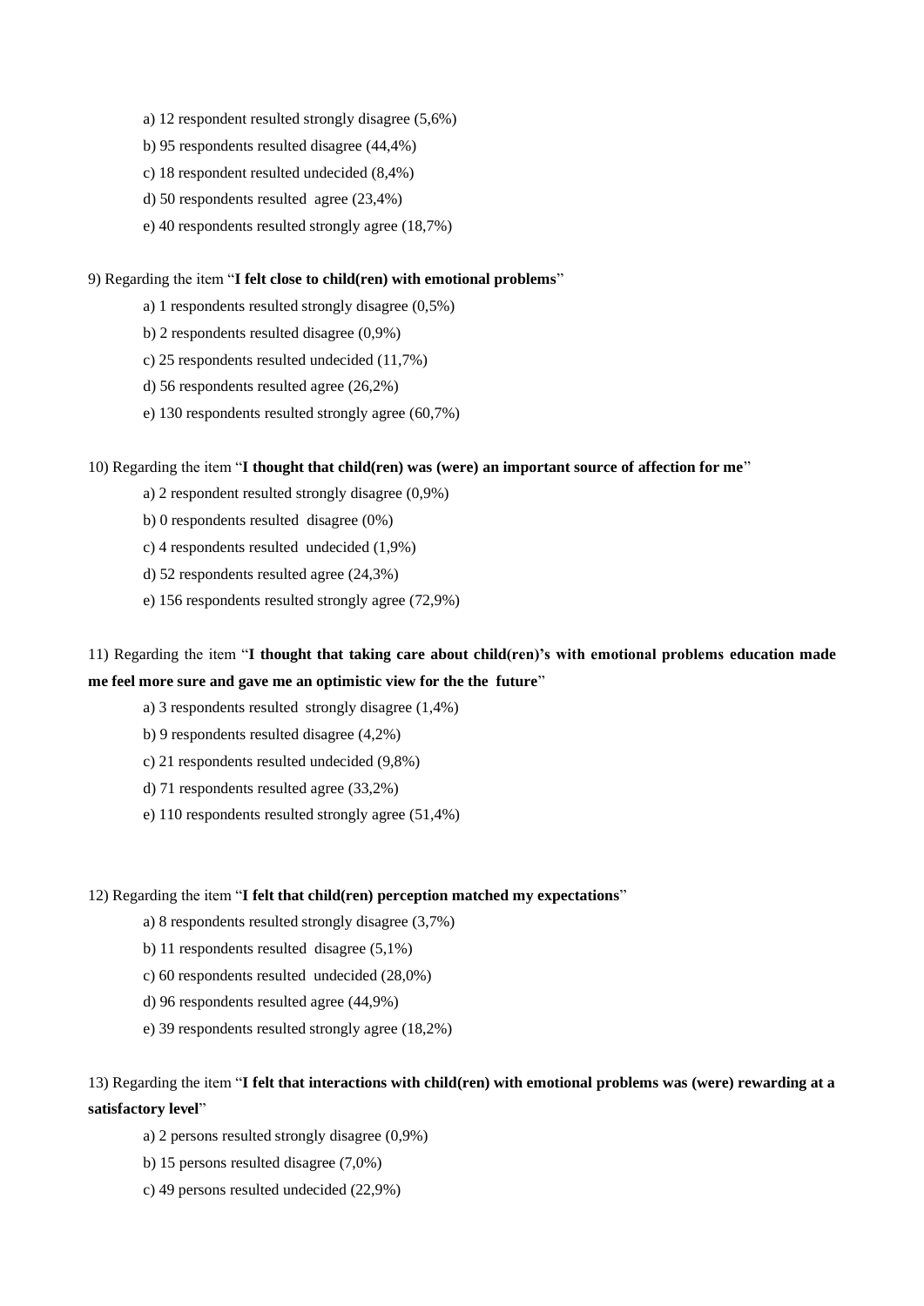a) 12 respondent resulted strongly disagree (5,6%)

b) 95 respondents resulted disagree (44,4%)

c) 18 respondent resulted undecided (8,4%)

d) 50 respondents resulted agree (23,4%)

e) 40 respondents resulted strongly agree (18,7%)

9) Regarding the item "**I felt close to child(ren) with emotional problems**"

a) 1 respondents resulted strongly disagree (0,5%)

b) 2 respondents resulted disagree (0,9%)

c) 25 respondents resulted undecided (11,7%)

d) 56 respondents resulted agree (26,2%)

e) 130 respondents resulted strongly agree (60,7%)

10) Regarding the item "**I thought that child(ren) was (were) an important source of affection for me**"

a) 2 respondent resulted strongly disagree (0,9%)

b) 0 respondents resulted disagree (0%)

c) 4 respondents resulted undecided (1,9%)

d) 52 respondents resulted agree (24,3%)

e) 156 respondents resulted strongly agree (72,9%)

11) Regarding the item "**I thought that taking care about child(ren)'s with emotional problems education made me feel more sure and gave me an optimistic view for the the future**"

a) 3 respondents resulted strongly disagree (1,4%)

b) 9 respondents resulted disagree (4,2%)

c) 21 respondents resulted undecided (9,8%)

d) 71 respondents resulted agree (33,2%)

e) 110 respondents resulted strongly agree (51,4%)

12) Regarding the item "**I felt that child(ren) perception matched my expectations**"

a) 8 respondents resulted strongly disagree (3,7%)

b) 11 respondents resulted disagree (5,1%)

c) 60 respondents resulted undecided (28,0%)

d) 96 respondents resulted agree (44,9%)

e) 39 respondents resulted strongly agree (18,2%)

13) Regarding the item "**I felt that interactions with child(ren) with emotional problems was (were) rewarding at a satisfactory level**"

a) 2 persons resulted strongly disagree (0,9%)

b) 15 persons resulted disagree (7,0%)

c) 49 persons resulted undecided (22,9%)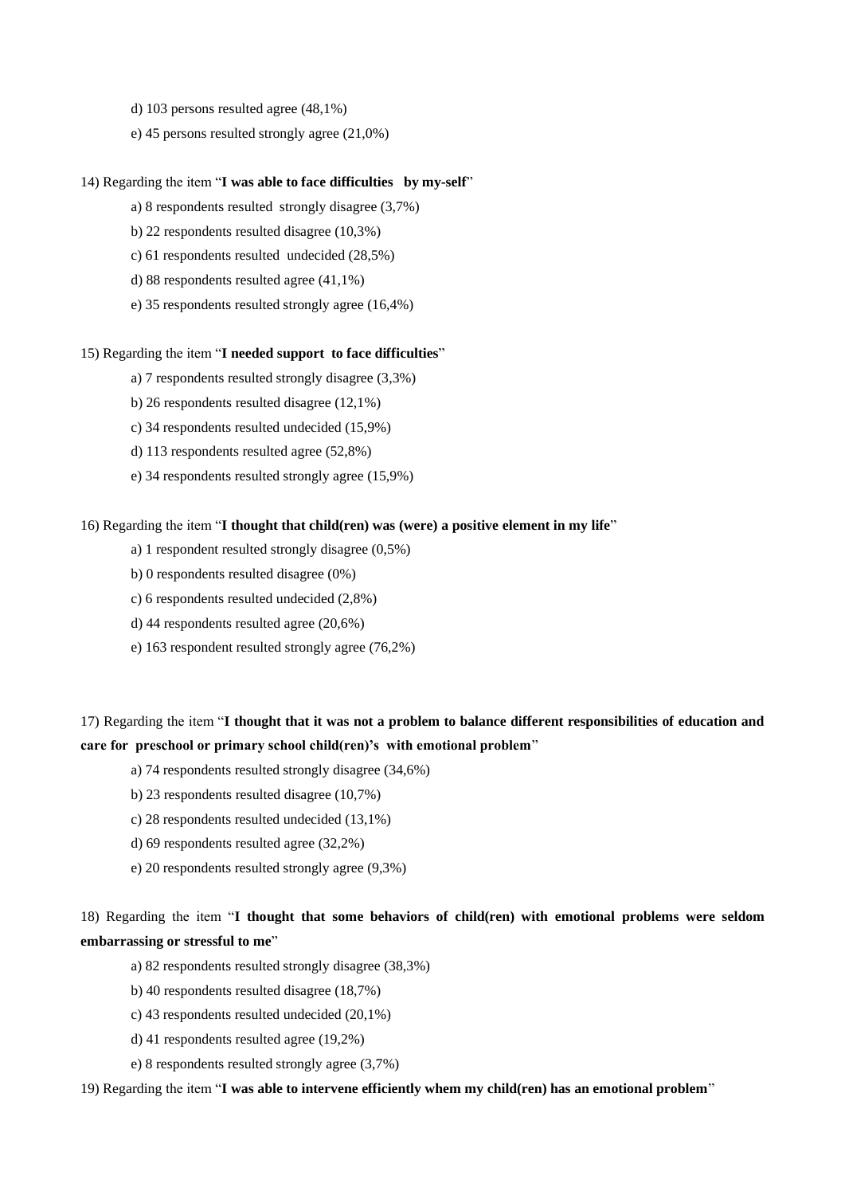d) 103 persons resulted agree (48,1%)

e) 45 persons resulted strongly agree (21,0%)

14) Regarding the item "**I was able to face difficulties by my-self**"

a) 8 respondents resulted strongly disagree (3,7%)

b) 22 respondents resulted disagree (10,3%)

c) 61 respondents resulted undecided (28,5%)

d) 88 respondents resulted agree (41,1%)

e) 35 respondents resulted strongly agree (16,4%)

15) Regarding the item "**I needed support to face difficulties**"

a) 7 respondents resulted strongly disagree (3,3%)

b) 26 respondents resulted disagree (12,1%)

c) 34 respondents resulted undecided (15,9%)

d) 113 respondents resulted agree (52,8%)

e) 34 respondents resulted strongly agree (15,9%)

16) Regarding the item "**I thought that child(ren) was (were) a positive element in my life**"

a) 1 respondent resulted strongly disagree (0,5%)

b) 0 respondents resulted disagree (0%)

c) 6 respondents resulted undecided (2,8%)

d) 44 respondents resulted agree (20,6%)

e) 163 respondent resulted strongly agree (76,2%)

17) Regarding the item "**I thought that it was not a problem to balance different responsibilities of education and care for preschool or primary school child(ren)'s with emotional problem**"

a) 74 respondents resulted strongly disagree (34,6%)

b) 23 respondents resulted disagree (10,7%)

c) 28 respondents resulted undecided (13,1%)

d) 69 respondents resulted agree (32,2%)

e) 20 respondents resulted strongly agree (9,3%)

18) Regarding the item "**I thought that some behaviors of child(ren) with emotional problems were seldom embarrassing or stressful to me**"

a) 82 respondents resulted strongly disagree (38,3%)

b) 40 respondents resulted disagree (18,7%)

c) 43 respondents resulted undecided (20,1%)

d) 41 respondents resulted agree (19,2%)

e) 8 respondents resulted strongly agree (3,7%)

19) Regarding the item "**I was able to intervene efficiently whem my child(ren) has an emotional problem**"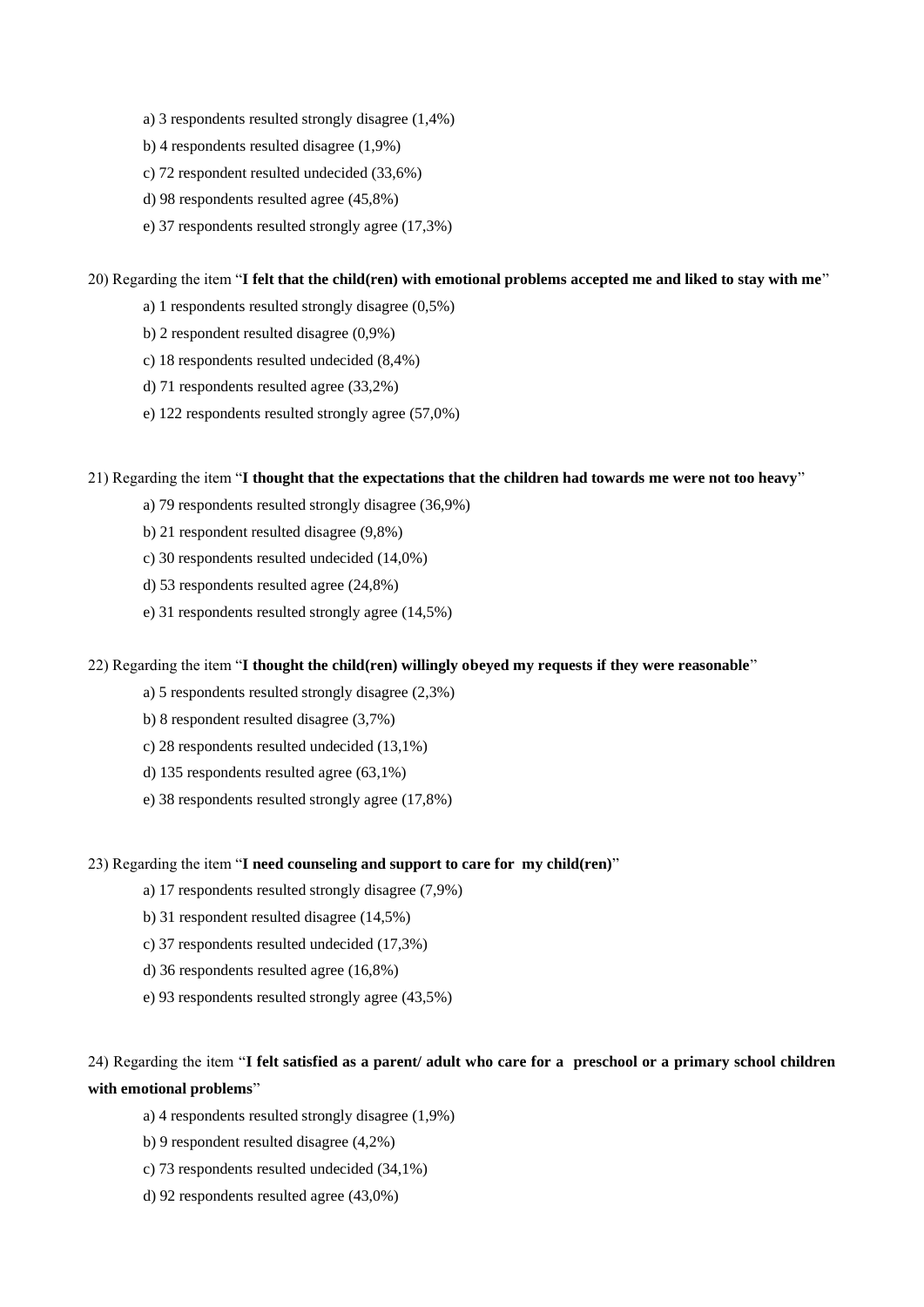a) 3 respondents resulted strongly disagree (1,4%)

b) 4 respondents resulted disagree (1,9%)

c) 72 respondent resulted undecided (33,6%)

d) 98 respondents resulted agree (45,8%)

e) 37 respondents resulted strongly agree (17,3%)

20) Regarding the item "**I felt that the child(ren) with emotional problems accepted me and liked to stay with me**"

a) 1 respondents resulted strongly disagree (0,5%)

b) 2 respondent resulted disagree (0,9%)

c) 18 respondents resulted undecided (8,4%)

d) 71 respondents resulted agree (33,2%)

e) 122 respondents resulted strongly agree (57,0%)

21) Regarding the item "**I thought that the expectations that the children had towards me were not too heavy**"

a) 79 respondents resulted strongly disagree (36,9%)

b) 21 respondent resulted disagree (9,8%)

c) 30 respondents resulted undecided (14,0%)

d) 53 respondents resulted agree (24,8%)

e) 31 respondents resulted strongly agree (14,5%)

22) Regarding the item "**I thought the child(ren) willingly obeyed my requests if they were reasonable**"

a) 5 respondents resulted strongly disagree (2,3%)

b) 8 respondent resulted disagree (3,7%)

c) 28 respondents resulted undecided (13,1%)

d) 135 respondents resulted agree (63,1%)

e) 38 respondents resulted strongly agree (17,8%)

23) Regarding the item "**I need counseling and support to care for my child(ren)**"

a) 17 respondents resulted strongly disagree (7,9%)

b) 31 respondent resulted disagree (14,5%)

c) 37 respondents resulted undecided (17,3%)

d) 36 respondents resulted agree (16,8%)

e) 93 respondents resulted strongly agree (43,5%)

24) Regarding the item "**I felt satisfied as a parent/ adult who care for a preschool or a primary school children with emotional problems**"

a) 4 respondents resulted strongly disagree (1,9%)

b) 9 respondent resulted disagree (4,2%)

c) 73 respondents resulted undecided (34,1%)

d) 92 respondents resulted agree (43,0%)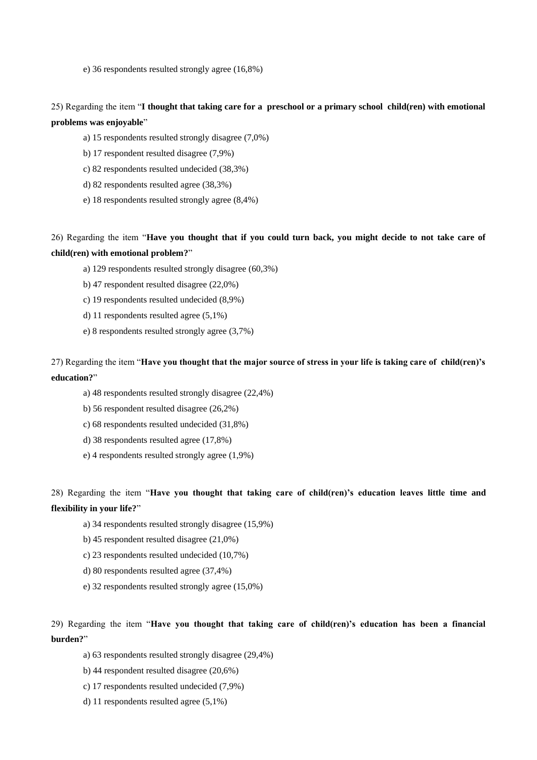e) 36 respondents resulted strongly agree (16,8%)

25) Regarding the item "**I thought that taking care for a preschool or a primary school child(ren) with emotional problems was enjoyable**"

a) 15 respondents resulted strongly disagree (7,0%)

b) 17 respondent resulted disagree (7,9%)

c) 82 respondents resulted undecided (38,3%)

d) 82 respondents resulted agree (38,3%)

e) 18 respondents resulted strongly agree (8,4%)

26) Regarding the item "**Have you thought that if you could turn back, you might decide to not take care of child(ren) with emotional problem?**"

a) 129 respondents resulted strongly disagree (60,3%)

b) 47 respondent resulted disagree (22,0%)

c) 19 respondents resulted undecided (8,9%)

d) 11 respondents resulted agree (5,1%)

e) 8 respondents resulted strongly agree (3,7%)

27) Regarding the item "**Have you thought that the major source of stress in your life is taking care of child(ren)'s education?**"

a) 48 respondents resulted strongly disagree (22,4%)

b) 56 respondent resulted disagree (26,2%)

c) 68 respondents resulted undecided (31,8%)

d) 38 respondents resulted agree (17,8%)

e) 4 respondents resulted strongly agree (1,9%)

28) Regarding the item "**Have you thought that taking care of child(ren)'s education leaves little time and flexibility in your life?**"

a) 34 respondents resulted strongly disagree (15,9%)

b) 45 respondent resulted disagree (21,0%)

c) 23 respondents resulted undecided (10,7%)

d) 80 respondents resulted agree (37,4%)

e) 32 respondents resulted strongly agree (15,0%)

29) Regarding the item "**Have you thought that taking care of child(ren)'s education has been a financial burden?**"

a) 63 respondents resulted strongly disagree (29,4%)

b) 44 respondent resulted disagree (20,6%)

c) 17 respondents resulted undecided (7,9%)

d) 11 respondents resulted agree (5,1%)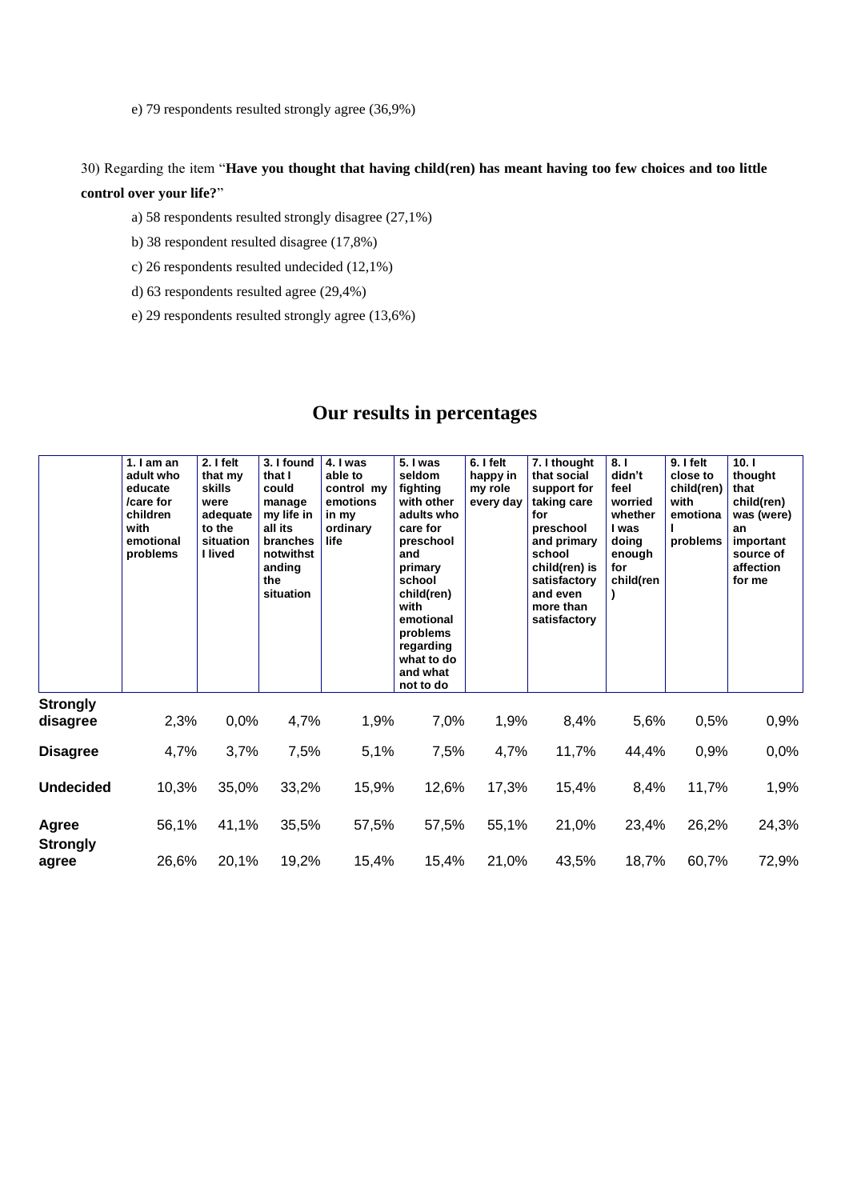e) 79 respondents resulted strongly agree (36,9%)

30) Regarding the item "**Have you thought that having child(ren) has meant having too few choices and too little control over your life?**"

a) 58 respondents resulted strongly disagree (27,1%)

b) 38 respondent resulted disagree (17,8%)

c) 26 respondents resulted undecided (12,1%)

d) 63 respondents resulted agree (29,4%)

e) 29 respondents resulted strongly agree (13,6%)

## Our results in percentages

| | 1. I am an adult who educate /care for children with emotional problems | 2. I felt that my skills were adequate to the situation I lived | 3. I found that I could manage my life in all its branches notwithstanding the situation | 4. I was able to control my emotions in my ordinary life | 5. I was seldom fighting with other adults who care for preschool and primary school child(ren) with emotional problems regarding what to do and what not to do | 6. I felt happy in my role every day | 7. I thought that social support for taking care for preschool and primary school child(ren) is satisfactory and even more than satisfactory | 8. I didn't feel worried whether I was doing enough for child(ren) | 9. I felt close to child(ren) with emotional problems | 10. I thought that child(ren) was (were) an important source of affection for me |
|---|---|---|---|---|---|---|---|---|---|---|
| **Strongly disagree** | 2,3% | 0,0% | 4,7% | 1,9% | 7,0% | 1,9% | 8,4% | 5,6% | 0,5% | 0,9% |
| **Disagree** | 4,7% | 3,7% | 7,5% | 5,1% | 7,5% | 4,7% | 11,7% | 44,4% | 0,9% | 0,0% |
| **Undecided** | 10,3% | 35,0% | 33,2% | 15,9% | 12,6% | 17,3% | 15,4% | 8,4% | 11,7% | 1,9% |
| **Agree** | 56,1% | 41,1% | 35,5% | 57,5% | 57,5% | 55,1% | 21,0% | 23,4% | 26,2% | 24,3% |
| **Strongly agree** | 26,6% | 20,1% | 19,2% | 15,4% | 15,4% | 21,0% | 43,5% | 18,7% | 60,7% | 72,9% |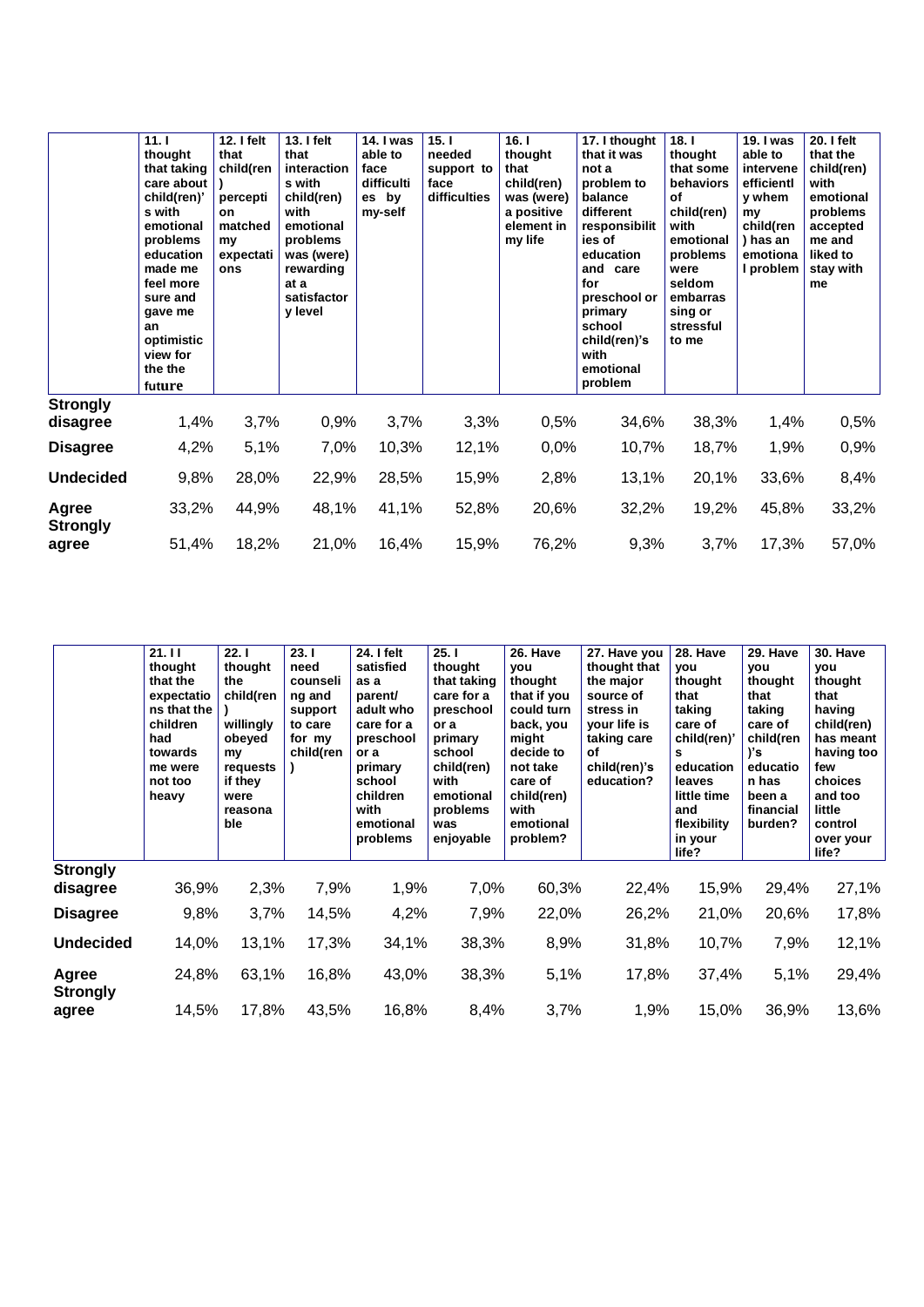| | 11. I thought that taking care about child(ren)'s with emotional problems education made me feel more sure and gave me an optimistic view for the the future | 12. I felt that child(ren) perceptions matched my expectations | 13. I felt that interactions with child(ren) with emotional problems was (were) rewarding at a satisfactory level | 14. I was able to face difficulties by my-self | 15. I needed support to face difficulties | 16. I thought that child(ren) was (were) a positive element in my life | 17. I thought that it was not a problem to balance different responsibilities of education and care for preschool or primary school child(ren)'s with emotional problem | 18. I thought that some behaviors of child(ren) with emotional problems were seldom embarrassing or stressful to me | 19. I was able to intervene efficiently whem my child(ren) has an emotional problem | 20. I felt that the child(ren) with emotional problems accepted me and liked to stay with me |
|---|---|---|---|---|---|---|---|---|---|---|
| **Strongly disagree** | 1,4% | 3,7% | 0,9% | 3,7% | 3,3% | 0,5% | 34,6% | 38,3% | 1,4% | 0,5% |
| **Disagree** | 4,2% | 5,1% | 7,0% | 10,3% | 12,1% | 0,0% | 10,7% | 18,7% | 1,9% | 0,9% |
| **Undecided** | 9,8% | 28,0% | 22,9% | 28,5% | 15,9% | 2,8% | 13,1% | 20,1% | 33,6% | 8,4% |
| **Agree** | 33,2% | 44,9% | 48,1% | 41,1% | 52,8% | 20,6% | 32,2% | 19,2% | 45,8% | 33,2% |
| **Strongly agree** | 51,4% | 18,2% | 21,0% | 16,4% | 15,9% | 76,2% | 9,3% | 3,7% | 17,3% | 57,0% |

| | 21. I I thought that the expectations that the children had towards me were not too heavy | 22. I thought the child(ren) willingly obeyed my requests if they were reasonable | 23. I need counseling and support to care for my child(ren) | 24. I felt satisfied as a parent/ adult who care for a preschool or a primary school children with emotional problems | 25. I thought that taking care for a preschool or a primary school child(ren) with emotional problems was enjoyable | 26. Have you thought that if you could turn back, you might decide to not take care of child(ren) with emotional problem? | 27. Have you thought that the major source of stress in your life is taking care of child(ren)'s education? | 28. Have you thought that taking care of child(ren)'s education leaves little time and flexibility in your life? | 29. Have you thought that taking care of child(ren)'s education has been a financial burden? | 30. Have you thought that having child(ren) has meant having too few choices and too little control over your life? |
|---|---|---|---|---|---|---|---|---|---|---|
| **Strongly disagree** | 36,9% | 2,3% | 7,9% | 1,9% | 7,0% | 60,3% | 22,4% | 15,9% | 29,4% | 27,1% |
| **Disagree** | 9,8% | 3,7% | 14,5% | 4,2% | 7,9% | 22,0% | 26,2% | 21,0% | 20,6% | 17,8% |
| **Undecided** | 14,0% | 13,1% | 17,3% | 34,1% | 38,3% | 8,9% | 31,8% | 10,7% | 7,9% | 12,1% |
| **Agree** | 24,8% | 63,1% | 16,8% | 43,0% | 38,3% | 5,1% | 17,8% | 37,4% | 5,1% | 29,4% |
| **Strongly agree** | 14,5% | 17,8% | 43,5% | 16,8% | 8,4% | 3,7% | 1,9% | 15,0% | 36,9% | 13,6% |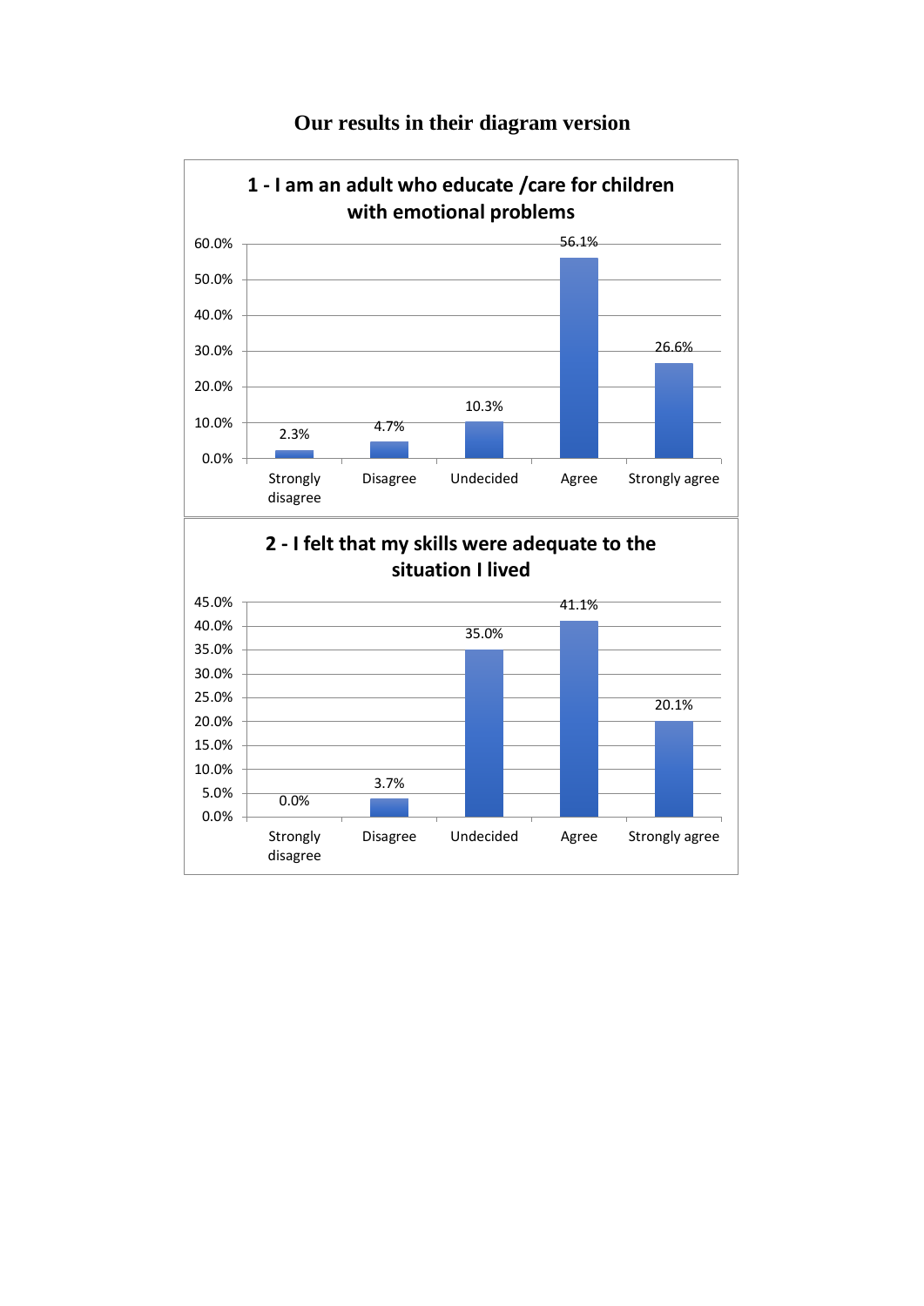# Our results in their diagram version

**1 - I am an adult who educate /care for children with emotional problems**

| Response | Percentage |
|---|---|
| Strongly disagree | 2.3% |
| Disagree | 4.7% |
| Undecided | 10.3% |
| Agree | 56.1% |
| Strongly agree | 26.6% |

**2 - I felt that my skills were adequate to the situation I lived**

| Response | Percentage |
|---|---|
| Strongly disagree | 0.0% |
| Disagree | 3.7% |
| Undecided | 35.0% |
| Agree | 41.1% |
| Strongly agree | 20.1% |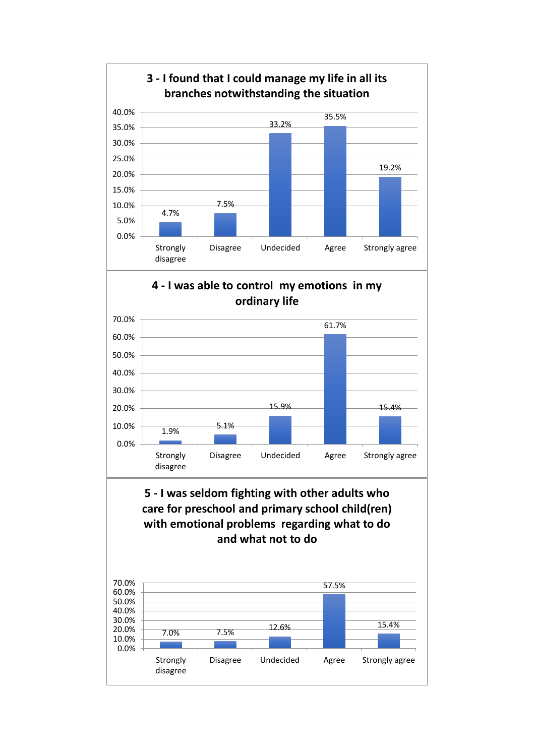### 3 - I found that I could manage my life in all its branches notwithstanding the situation

| Response | Percentage |
|---|---|
| Strongly disagree | 4.7% |
| Disagree | 7.5% |
| Undecided | 33.2% |
| Agree | 35.5% |
| Strongly agree | 19.2% |

### 4 - I was able to control my emotions in my ordinary life

| Response | Percentage |
|---|---|
| Strongly disagree | 1.9% |
| Disagree | 5.1% |
| Undecided | 15.9% |
| Agree | 61.7% |
| Strongly agree | 15.4% |

### 5 - I was seldom fighting with other adults who care for preschool and primary school child(ren) with emotional problems regarding what to do and what not to do

| Response | Percentage |
|---|---|
| Strongly disagree | 7.0% |
| Disagree | 7.5% |
| Undecided | 12.6% |
| Agree | 57.5% |
| Strongly agree | 15.4% |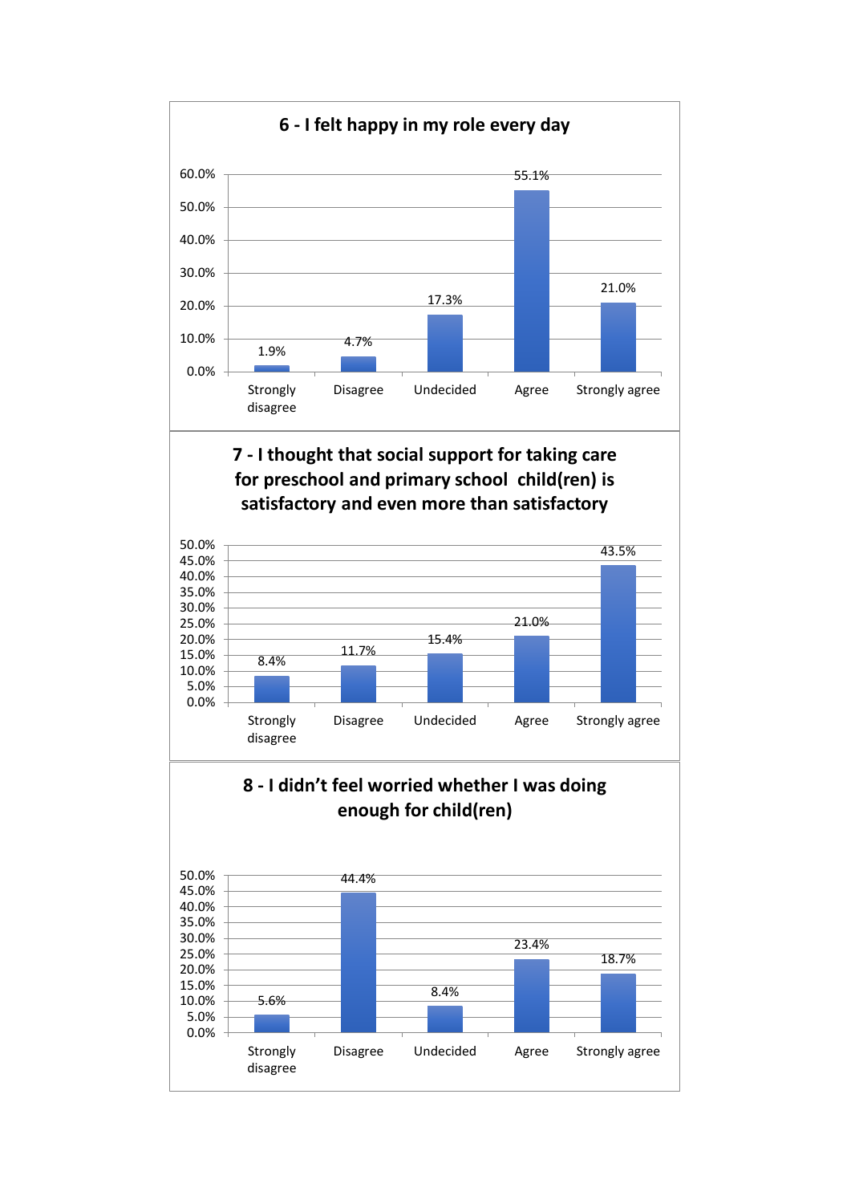**6 - I felt happy in my role every day**

| Response | Percentage |
|---|---|
| Strongly disagree | 1.9% |
| Disagree | 4.7% |
| Undecided | 17.3% |
| Agree | 55.1% |
| Strongly agree | 21.0% |

**7 - I thought that social support for taking care for preschool and primary school child(ren) is satisfactory and even more than satisfactory**

| Response | Percentage |
|---|---|
| Strongly disagree | 8.4% |
| Disagree | 11.7% |
| Undecided | 15.4% |
| Agree | 21.0% |
| Strongly agree | 43.5% |

**8 - I didn't feel worried whether I was doing enough for child(ren)**

| Response | Percentage |
|---|---|
| Strongly disagree | 5.6% |
| Disagree | 44.4% |
| Undecided | 8.4% |
| Agree | 23.4% |
| Strongly agree | 18.7% |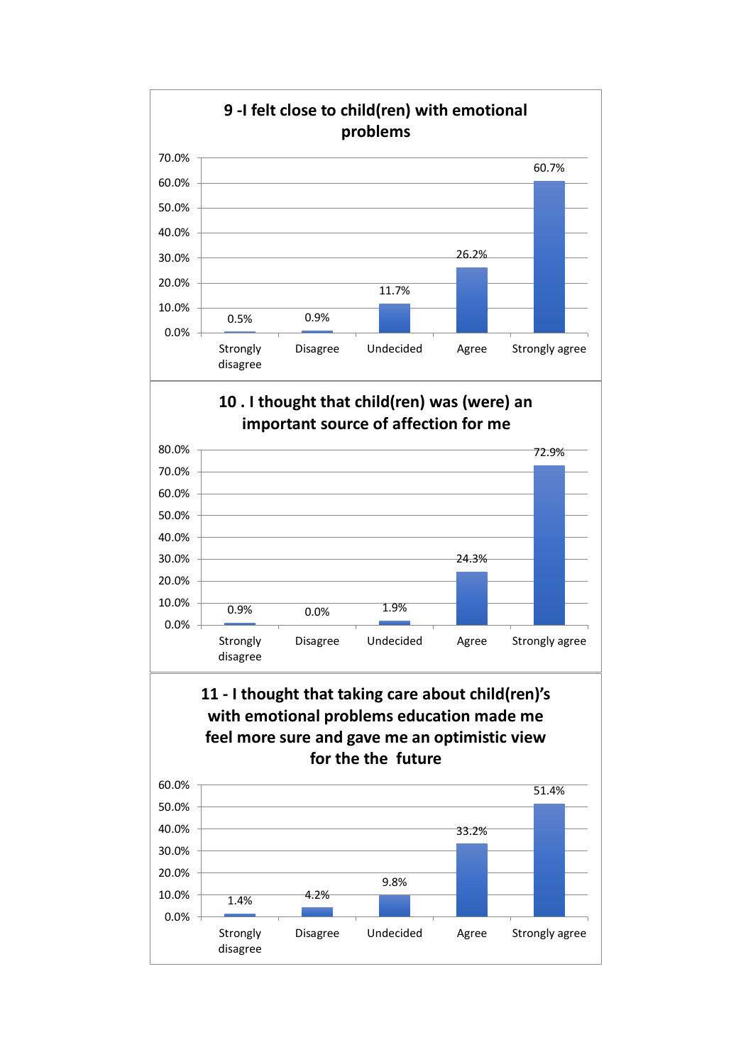### 9 -I felt close to child(ren) with emotional problems

| Strongly disagree | Disagree | Undecided | Agree | Strongly agree |
|---|---|---|---|---|
| 0.5% | 0.9% | 11.7% | 26.2% | 60.7% |

### 10 . I thought that child(ren) was (were) an important source of affection for me

| Strongly disagree | Disagree | Undecided | Agree | Strongly agree |
|---|---|---|---|---|
| 0.9% | 0.0% | 1.9% | 24.3% | 72.9% |

### 11 - I thought that taking care about child(ren)'s with emotional problems education made me feel more sure and gave me an optimistic view for the the future

| Strongly disagree | Disagree | Undecided | Agree | Strongly agree |
|---|---|---|---|---|
| 1.4% | 4.2% | 9.8% | 33.2% | 51.4% |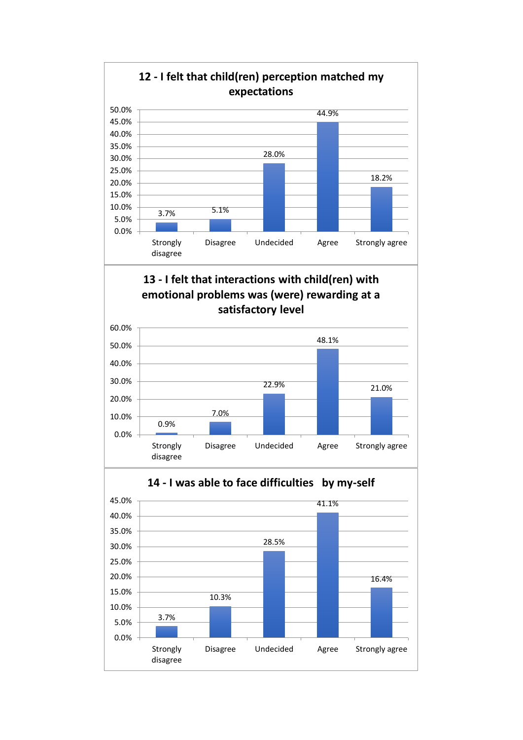## 12 - I felt that child(ren) perception matched my expectations

| Response | Percentage |
| --- | --- |
| Strongly disagree | 3.7% |
| Disagree | 5.1% |
| Undecided | 28.0% |
| Agree | 44.9% |
| Strongly agree | 18.2% |

## 13 - I felt that interactions with child(ren) with emotional problems was (were) rewarding at a satisfactory level

| Response | Percentage |
| --- | --- |
| Strongly disagree | 0.9% |
| Disagree | 7.0% |
| Undecided | 22.9% |
| Agree | 48.1% |
| Strongly agree | 21.0% |

## 14 - I was able to face difficulties by my-self

| Response | Percentage |
| --- | --- |
| Strongly disagree | 3.7% |
| Disagree | 10.3% |
| Undecided | 28.5% |
| Agree | 41.1% |
| Strongly agree | 16.4% |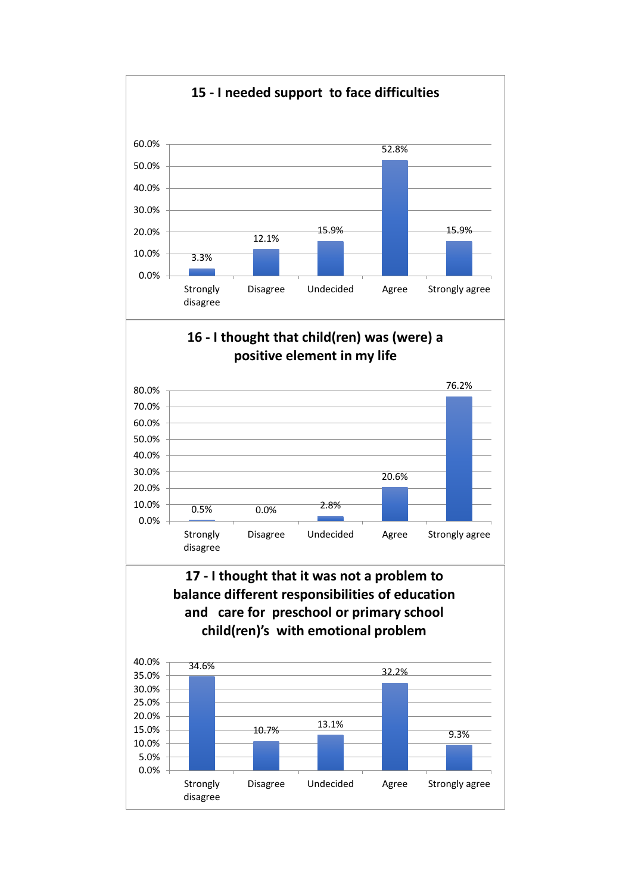## 15 - I needed support to face difficulties

| Response | Percentage |
| --- | --- |
| Strongly disagree | 3.3% |
| Disagree | 12.1% |
| Undecided | 15.9% |
| Agree | 52.8% |
| Strongly agree | 15.9% |

## 16 - I thought that child(ren) was (were) a positive element in my life

| Response | Percentage |
| --- | --- |
| Strongly disagree | 0.5% |
| Disagree | 0.0% |
| Undecided | 2.8% |
| Agree | 20.6% |
| Strongly agree | 76.2% |

## 17 - I thought that it was not a problem to balance different responsibilities of education and care for preschool or primary school child(ren)'s with emotional problem

| Response | Percentage |
| --- | --- |
| Strongly disagree | 34.6% |
| Disagree | 10.7% |
| Undecided | 13.1% |
| Agree | 32.2% |
| Strongly agree | 9.3% |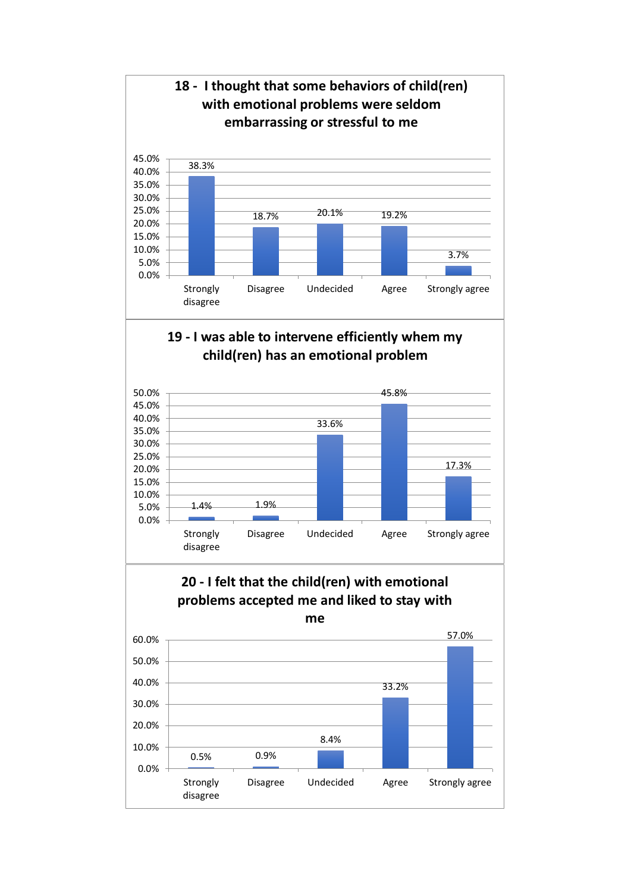**18 - I thought that some behaviors of child(ren) with emotional problems were seldom embarrassing or stressful to me**

| Response | Percentage |
| --- | --- |
| Strongly disagree | 38.3% |
| Disagree | 18.7% |
| Undecided | 20.1% |
| Agree | 19.2% |
| Strongly agree | 3.7% |

**19 - I was able to intervene efficiently whem my child(ren) has an emotional problem**

| Response | Percentage |
| --- | --- |
| Strongly disagree | 1.4% |
| Disagree | 1.9% |
| Undecided | 33.6% |
| Agree | 45.8% |
| Strongly agree | 17.3% |

**20 - I felt that the child(ren) with emotional problems accepted me and liked to stay with me**

| Response | Percentage |
| --- | --- |
| Strongly disagree | 0.5% |
| Disagree | 0.9% |
| Undecided | 8.4% |
| Agree | 33.2% |
| Strongly agree | 57.0% |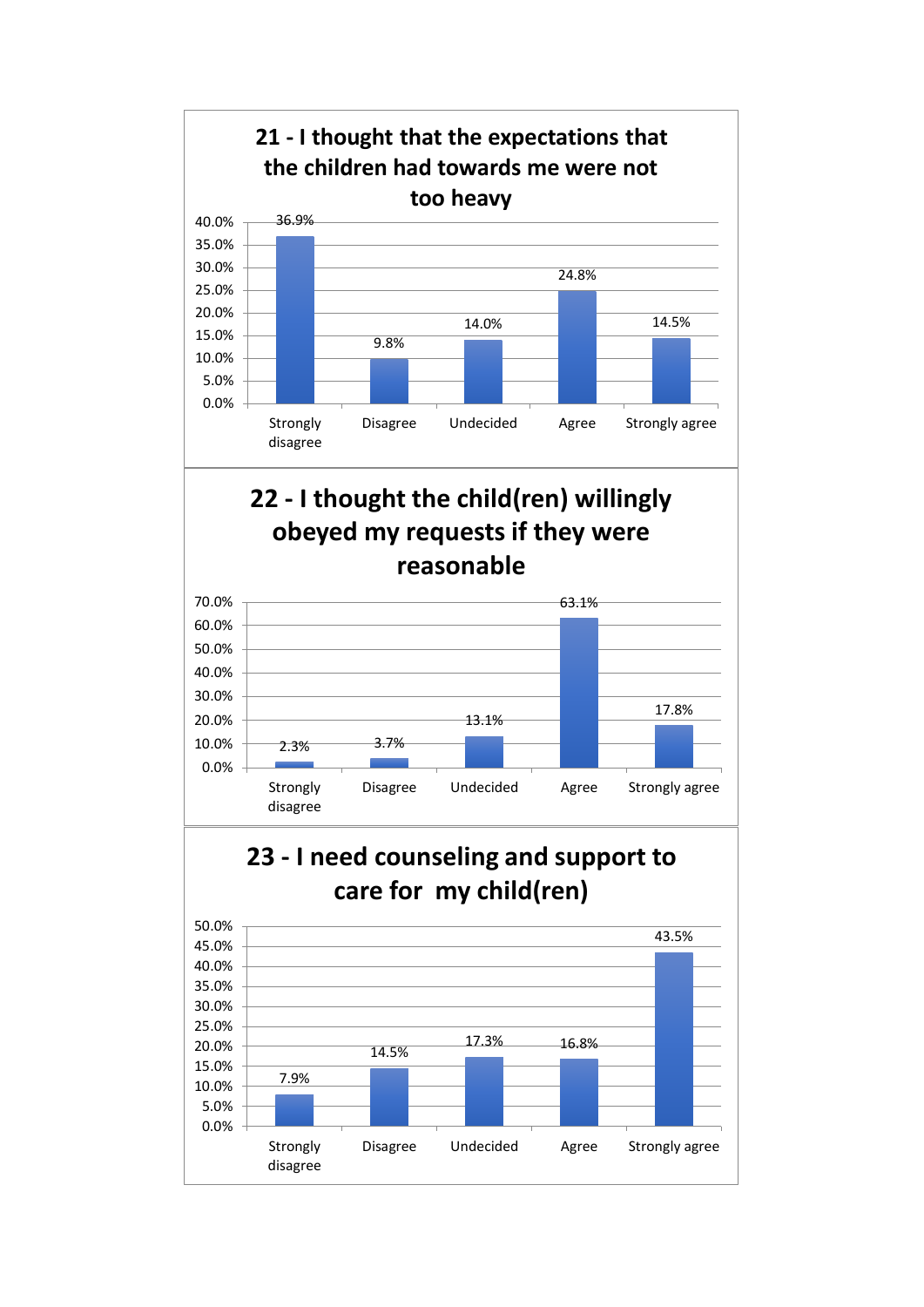**21 - I thought that the expectations that the children had towards me were not too heavy**

| Response | Percentage |
|---|---|
| Strongly disagree | 36.9% |
| Disagree | 9.8% |
| Undecided | 14.0% |
| Agree | 24.8% |
| Strongly agree | 14.5% |

**22 - I thought the child(ren) willingly obeyed my requests if they were reasonable**

| Response | Percentage |
|---|---|
| Strongly disagree | 2.3% |
| Disagree | 3.7% |
| Undecided | 13.1% |
| Agree | 63.1% |
| Strongly agree | 17.8% |

**23 - I need counseling and support to care for my child(ren)**

| Response | Percentage |
|---|---|
| Strongly disagree | 7.9% |
| Disagree | 14.5% |
| Undecided | 17.3% |
| Agree | 16.8% |
| Strongly agree | 43.5% |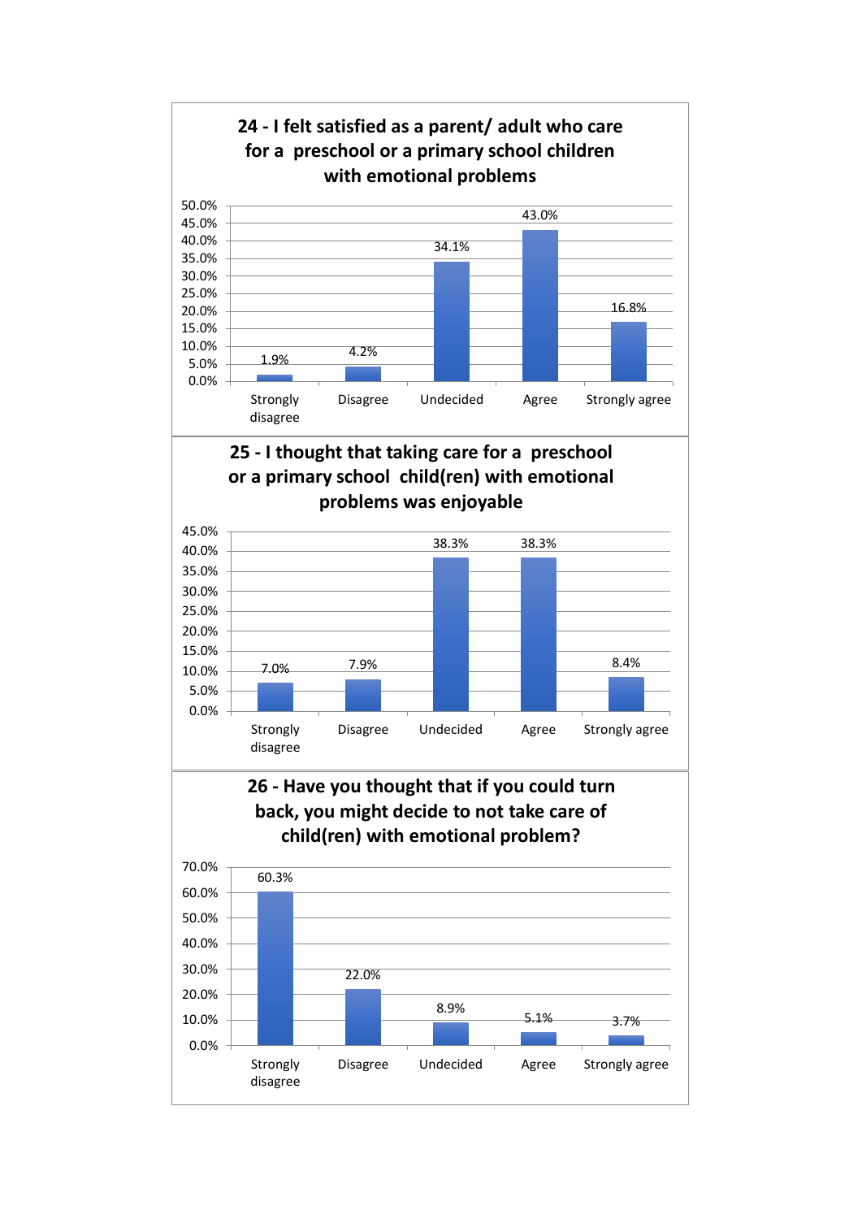## 24 - I felt satisfied as a parent/ adult who care for a preschool or a primary school children with emotional problems

| Response | Percentage |
|---|---|
| Strongly disagree | 1.9% |
| Disagree | 4.2% |
| Undecided | 34.1% |
| Agree | 43.0% |
| Strongly agree | 16.8% |

## 25 - I thought that taking care for a preschool or a primary school child(ren) with emotional problems was enjoyable

| Response | Percentage |
|---|---|
| Strongly disagree | 7.0% |
| Disagree | 7.9% |
| Undecided | 38.3% |
| Agree | 38.3% |
| Strongly agree | 8.4% |

## 26 - Have you thought that if you could turn back, you might decide to not take care of child(ren) with emotional problem?

| Response | Percentage |
|---|---|
| Strongly disagree | 60.3% |
| Disagree | 22.0% |
| Undecided | 8.9% |
| Agree | 5.1% |
| Strongly agree | 3.7% |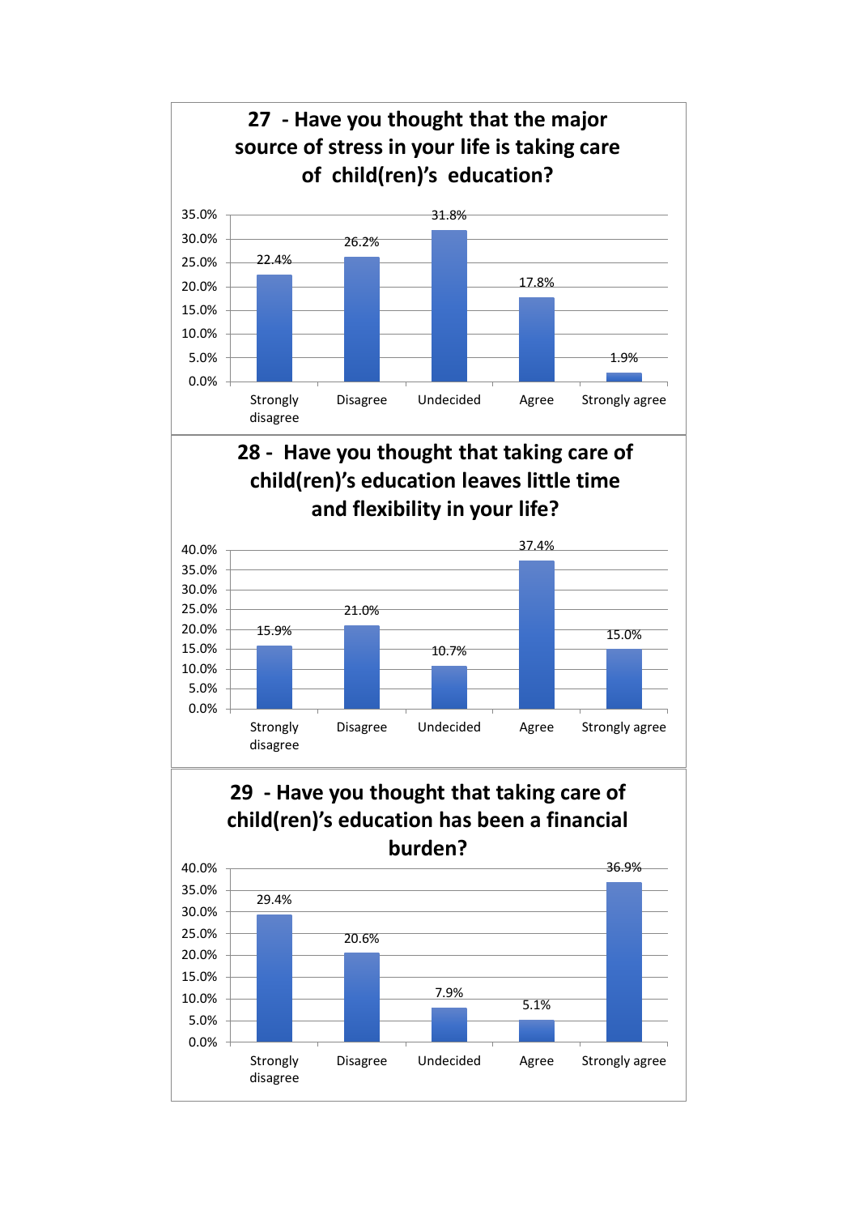**27 - Have you thought that the major source of stress in your life is taking care of child(ren)'s education?**

| Response | Percentage |
|---|---|
| Strongly disagree | 22.4% |
| Disagree | 26.2% |
| Undecided | 31.8% |
| Agree | 17.8% |
| Strongly agree | 1.9% |

**28 - Have you thought that taking care of child(ren)'s education leaves little time and flexibility in your life?**

| Response | Percentage |
|---|---|
| Strongly disagree | 15.9% |
| Disagree | 21.0% |
| Undecided | 10.7% |
| Agree | 37.4% |
| Strongly agree | 15.0% |

**29 - Have you thought that taking care of child(ren)'s education has been a financial burden?**

| Response | Percentage |
|---|---|
| Strongly disagree | 29.4% |
| Disagree | 20.6% |
| Undecided | 7.9% |
| Agree | 5.1% |
| Strongly agree | 36.9% |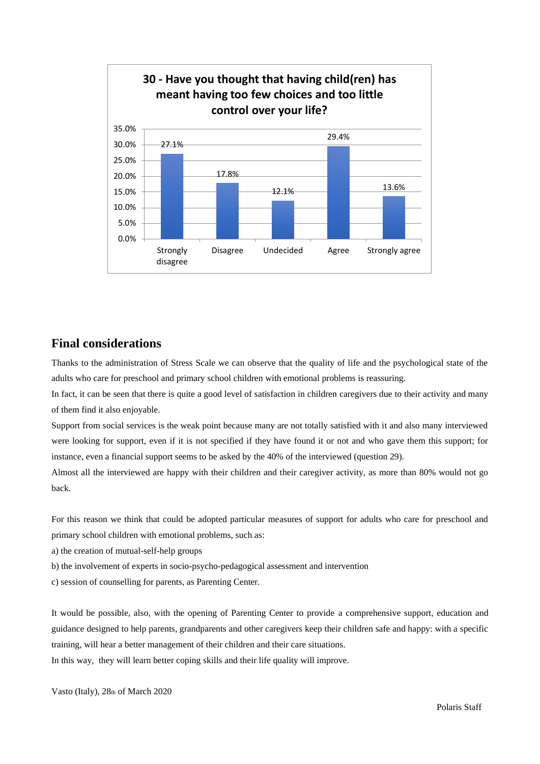**30 - Have you thought that having child(ren) has meant having too few choices and too little control over your life?**

35.0%
30.0%
25.0%
20.0%
15.0%
10.0%
5.0%
0.0%

27.1%
17.8%
12.1%
29.4%
13.6%

Strongly disagree
Disagree
Undecided
Agree
Strongly agree

## Final considerations

Thanks to the administration of Stress Scale we can observe that the quality of life and the psychological state of the adults who care for preschool and primary school children with emotional problems is reassuring.

In fact, it can be seen that there is quite a good level of satisfaction in children caregivers due to their activity and many of them find it also enjoyable.

Support from social services is the weak point because many are not totally satisfied with it and also many interviewed were looking for support, even if it is not specified if they have found it or not and who gave them this support; for instance, even a financial support seems to be asked by the 40% of the interviewed (question 29).

Almost all the interviewed are happy with their children and their caregiver activity, as more than 80% would not go back.

For this reason we think that could be adopted particular measures of support for adults who care for preschool and primary school children with emotional problems, such as:

a) the creation of mutual-self-help groups

b) the involvement of experts in socio-psycho-pedagogical assessment and intervention

c) session of counselling for parents, as Parenting Center.

It would be possible, also, with the opening of Parenting Center to provide a comprehensive support, education and guidance designed to help parents, grandparents and other caregivers keep their children safe and happy: with a specific training, will hear a better management of their children and their care situations.

In this way, they will learn better coping skills and their life quality will improve.

Vasto (Italy), 28th of March 2020

Polaris Staff